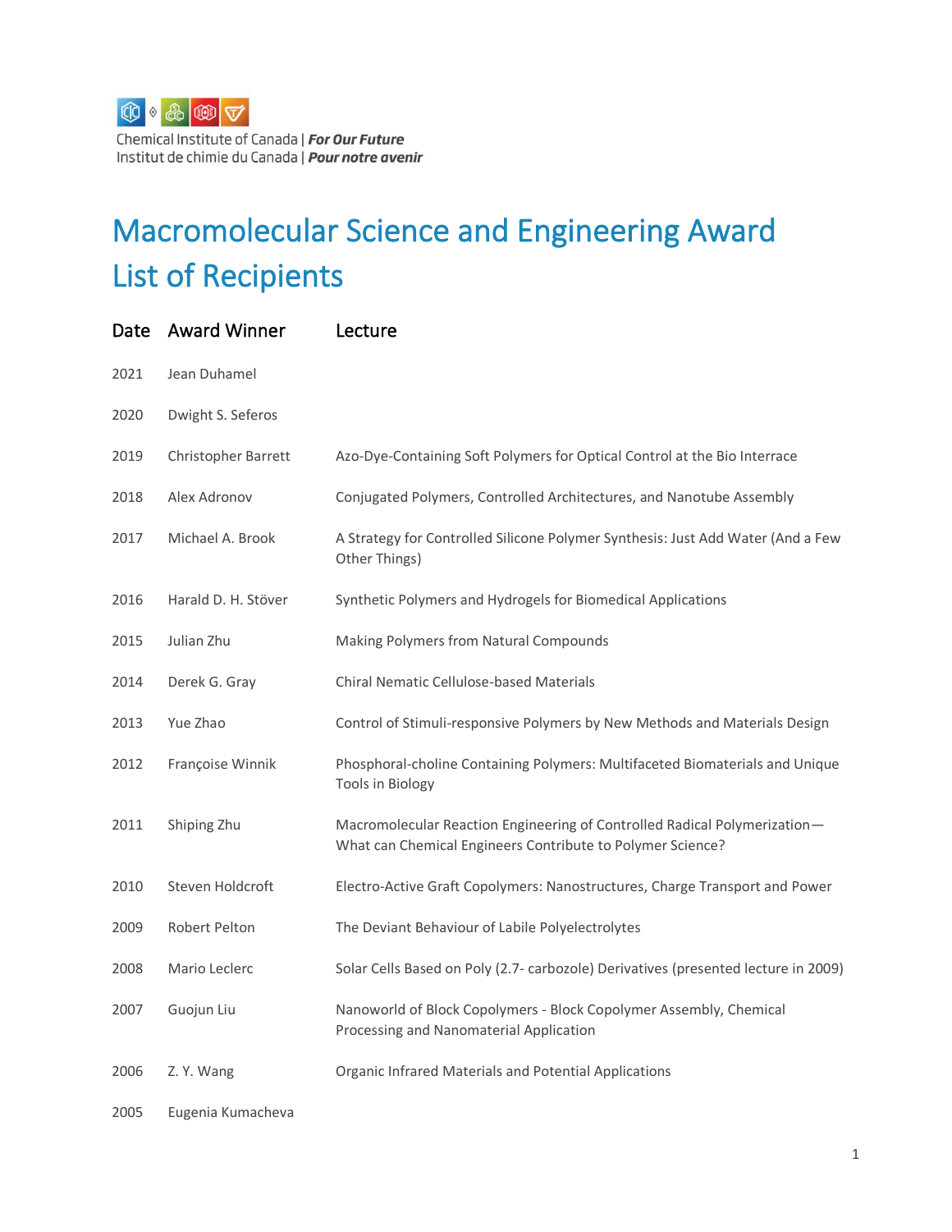Chemical Institute of Canada | ***For Our Future***
Institut de chimie du Canada | ***Pour notre avenir***

# Macromolecular Science and Engineering Award List of Recipients

| Date | Award Winner | Lecture |
|---|---|---|
| 2021 | Jean Duhamel | |
| 2020 | Dwight S. Seferos | |
| 2019 | Christopher Barrett | Azo-Dye-Containing Soft Polymers for Optical Control at the Bio Interrace |
| 2018 | Alex Adronov | Conjugated Polymers, Controlled Architectures, and Nanotube Assembly |
| 2017 | Michael A. Brook | A Strategy for Controlled Silicone Polymer Synthesis: Just Add Water (And a Few Other Things) |
| 2016 | Harald D. H. Stöver | Synthetic Polymers and Hydrogels for Biomedical Applications |
| 2015 | Julian Zhu | Making Polymers from Natural Compounds |
| 2014 | Derek G. Gray | Chiral Nematic Cellulose-based Materials |
| 2013 | Yue Zhao | Control of Stimuli-responsive Polymers by New Methods and Materials Design |
| 2012 | Françoise Winnik | Phosphoral-choline Containing Polymers: Multifaceted Biomaterials and Unique Tools in Biology |
| 2011 | Shiping Zhu | Macromolecular Reaction Engineering of Controlled Radical Polymerization—What can Chemical Engineers Contribute to Polymer Science? |
| 2010 | Steven Holdcroft | Electro-Active Graft Copolymers: Nanostructures, Charge Transport and Power |
| 2009 | Robert Pelton | The Deviant Behaviour of Labile Polyelectrolytes |
| 2008 | Mario Leclerc | Solar Cells Based on Poly (2.7- carbozole) Derivatives (presented lecture in 2009) |
| 2007 | Guojun Liu | Nanoworld of Block Copolymers - Block Copolymer Assembly, Chemical Processing and Nanomaterial Application |
| 2006 | Z. Y. Wang | Organic Infrared Materials and Potential Applications |
| 2005 | Eugenia Kumacheva | |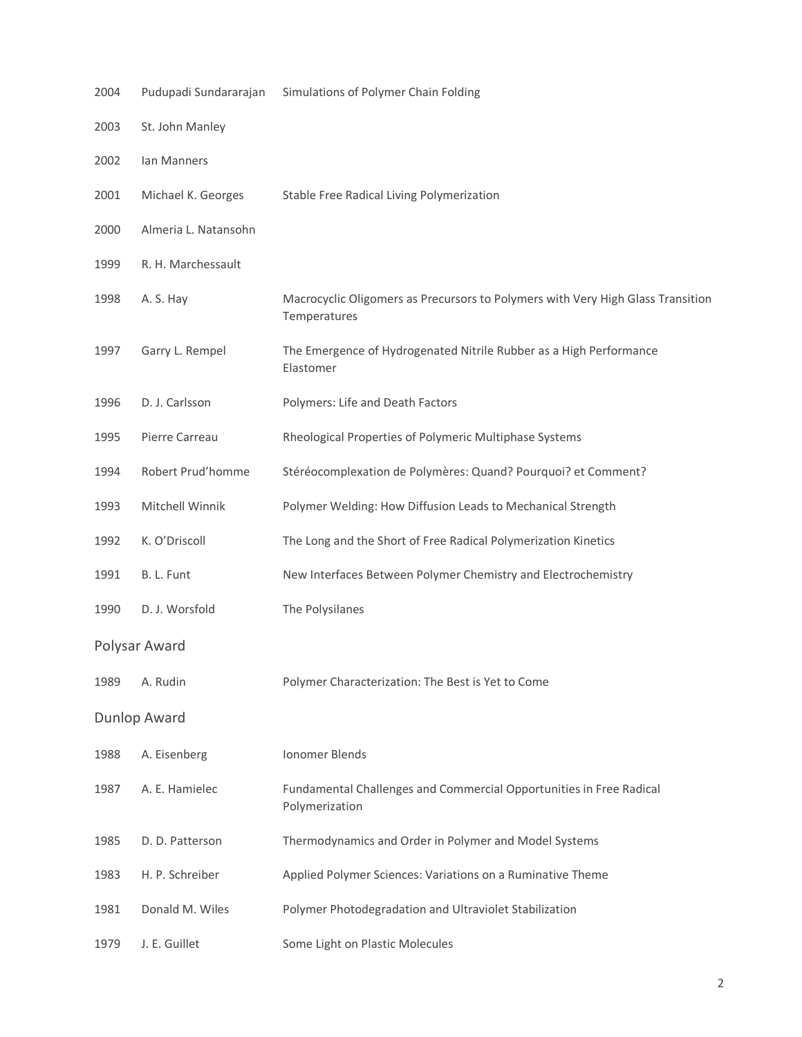| | | |
|---|---|---|
| 2004 | Pudupadi Sundararajan | Simulations of Polymer Chain Folding |
| 2003 | St. John Manley | |
| 2002 | Ian Manners | |
| 2001 | Michael K. Georges | Stable Free Radical Living Polymerization |
| 2000 | Almeria L. Natansohn | |
| 1999 | R. H. Marchessault | |
| 1998 | A. S. Hay | Macrocyclic Oligomers as Precursors to Polymers with Very High Glass Transition Temperatures |
| 1997 | Garry L. Rempel | The Emergence of Hydrogenated Nitrile Rubber as a High Performance Elastomer |
| 1996 | D. J. Carlsson | Polymers: Life and Death Factors |
| 1995 | Pierre Carreau | Rheological Properties of Polymeric Multiphase Systems |
| 1994 | Robert Prud'homme | Stéréocomplexation de Polymères: Quand? Pourquoi? et Comment? |
| 1993 | Mitchell Winnik | Polymer Welding: How Diffusion Leads to Mechanical Strength |
| 1992 | K. O'Driscoll | The Long and the Short of Free Radical Polymerization Kinetics |
| 1991 | B. L. Funt | New Interfaces Between Polymer Chemistry and Electrochemistry |
| 1990 | D. J. Worsfold | The Polysilanes |

## Polysar Award

| | | |
|---|---|---|
| 1989 | A. Rudin | Polymer Characterization: The Best is Yet to Come |

## Dunlop Award

| | | |
|---|---|---|
| 1988 | A. Eisenberg | Ionomer Blends |
| 1987 | A. E. Hamielec | Fundamental Challenges and Commercial Opportunities in Free Radical Polymerization |
| 1985 | D. D. Patterson | Thermodynamics and Order in Polymer and Model Systems |
| 1983 | H. P. Schreiber | Applied Polymer Sciences: Variations on a Ruminative Theme |
| 1981 | Donald M. Wiles | Polymer Photodegradation and Ultraviolet Stabilization |
| 1979 | J. E. Guillet | Some Light on Plastic Molecules |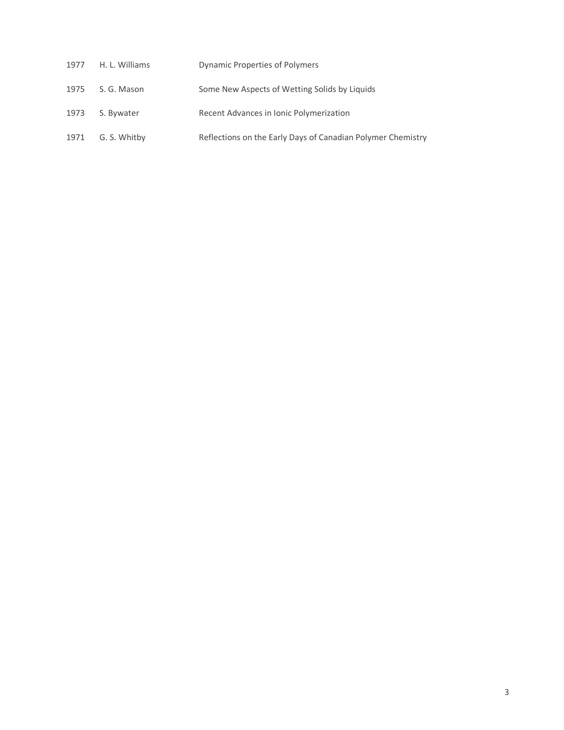| | | |
|---|---|---|
| 1977 | H. L. Williams | Dynamic Properties of Polymers |
| 1975 | S. G. Mason | Some New Aspects of Wetting Solids by Liquids |
| 1973 | S. Bywater | Recent Advances in Ionic Polymerization |
| 1971 | G. S. Whitby | Reflections on the Early Days of Canadian Polymer Chemistry |